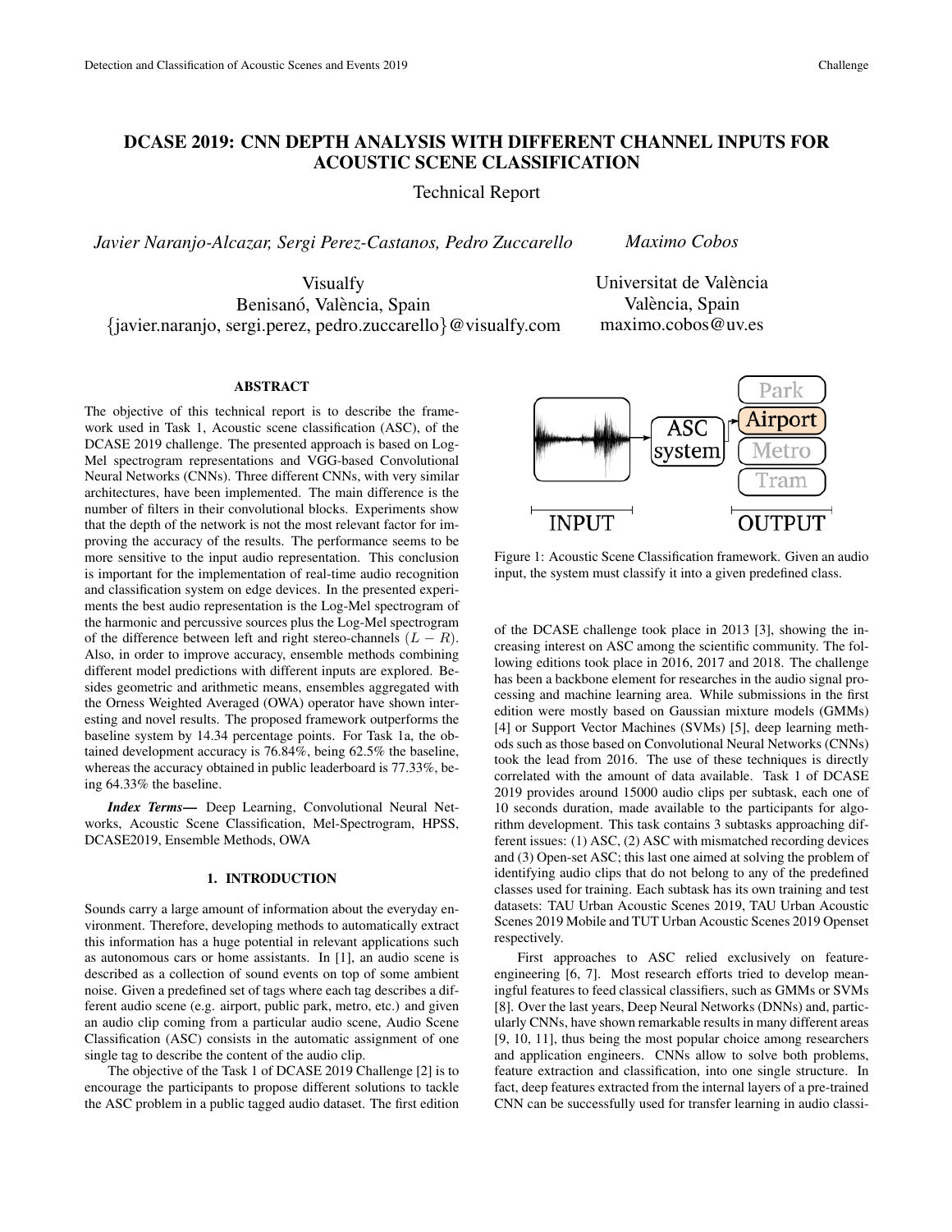# DCASE 2019: CNN DEPTH ANALYSIS WITH DIFFERENT CHANNEL INPUTS FOR ACOUSTIC SCENE CLASSIFICATION

Technical Report

*Javier Naranjo-Alcazar, Sergi Perez-Castanos, Pedro Zuccarello*

Visualfy
Benisanó, València, Spain
{javier.naranjo, sergi.perez, pedro.zuccarello}@visualfy.com

*Maximo Cobos*

Universitat de València
València, Spain
maximo.cobos@uv.es

## ABSTRACT

The objective of this technical report is to describe the framework used in Task 1, Acoustic scene classification (ASC), of the DCASE 2019 challenge. The presented approach is based on Log-Mel spectrogram representations and VGG-based Convolutional Neural Networks (CNNs). Three different CNNs, with very similar architectures, have been implemented. The main difference is the number of filters in their convolutional blocks. Experiments show that the depth of the network is not the most relevant factor for improving the accuracy of the results. The performance seems to be more sensitive to the input audio representation. This conclusion is important for the implementation of real-time audio recognition and classification system on edge devices. In the presented experiments the best audio representation is the Log-Mel spectrogram of the harmonic and percussive sources plus the Log-Mel spectrogram of the difference between left and right stereo-channels ($L - R$). Also, in order to improve accuracy, ensemble methods combining different model predictions with different inputs are explored. Besides geometric and arithmetic means, ensembles aggregated with the Orness Weighted Averaged (OWA) operator have shown interesting and novel results. The proposed framework outperforms the baseline system by 14.34 percentage points. For Task 1a, the obtained development accuracy is 76.84%, being 62.5% the baseline, whereas the accuracy obtained in public leaderboard is 77.33%, being 64.33% the baseline.

***Index Terms*—** Deep Learning, Convolutional Neural Networks, Acoustic Scene Classification, Mel-Spectrogram, HPSS, DCASE2019, Ensemble Methods, OWA

## 1. INTRODUCTION

Sounds carry a large amount of information about the everyday environment. Therefore, developing methods to automatically extract this information has a huge potential in relevant applications such as autonomous cars or home assistants. In [1], an audio scene is described as a collection of sound events on top of some ambient noise. Given a predefined set of tags where each tag describes a different audio scene (e.g. airport, public park, metro, etc.) and given an audio clip coming from a particular audio scene, Audio Scene Classification (ASC) consists in the automatic assignment of one single tag to describe the content of the audio clip.

The objective of the Task 1 of DCASE 2019 Challenge [2] is to encourage the participants to propose different solutions to tackle the ASC problem in a public tagged audio dataset. The first edition of the DCASE challenge took place in 2013 [3], showing the increasing interest on ASC among the scientific community. The following editions took place in 2016, 2017 and 2018. The challenge has been a backbone element for researches in the audio signal processing and machine learning area. While submissions in the first edition were mostly based on Gaussian mixture models (GMMs) [4] or Support Vector Machines (SVMs) [5], deep learning methods such as those based on Convolutional Neural Networks (CNNs) took the lead from 2016. The use of these techniques is directly correlated with the amount of data available. Task 1 of DCASE 2019 provides around 15000 audio clips per subtask, each one of 10 seconds duration, made available to the participants for algorithm development. This task contains 3 subtasks approaching different issues: (1) ASC, (2) ASC with mismatched recording devices and (3) Open-set ASC; this last one aimed at solving the problem of identifying audio clips that do not belong to any of the predefined classes used for training. Each subtask has its own training and test datasets: TAU Urban Acoustic Scenes 2019, TAU Urban Acoustic Scenes 2019 Mobile and TUT Urban Acoustic Scenes 2019 Openset respectively.

Figure 1: Acoustic Scene Classification framework. Given an audio input, the system must classify it into a given predefined class.

First approaches to ASC relied exclusively on feature-engineering [6, 7]. Most research efforts tried to develop meaningful features to feed classical classifiers, such as GMMs or SVMs [8]. Over the last years, Deep Neural Networks (DNNs) and, particularly CNNs, have shown remarkable results in many different areas [9, 10, 11], thus being the most popular choice among researchers and application engineers. CNNs allow to solve both problems, feature extraction and classification, into one single structure. In fact, deep features extracted from the internal layers of a pre-trained CNN can be successfully used for transfer learning in audio classi-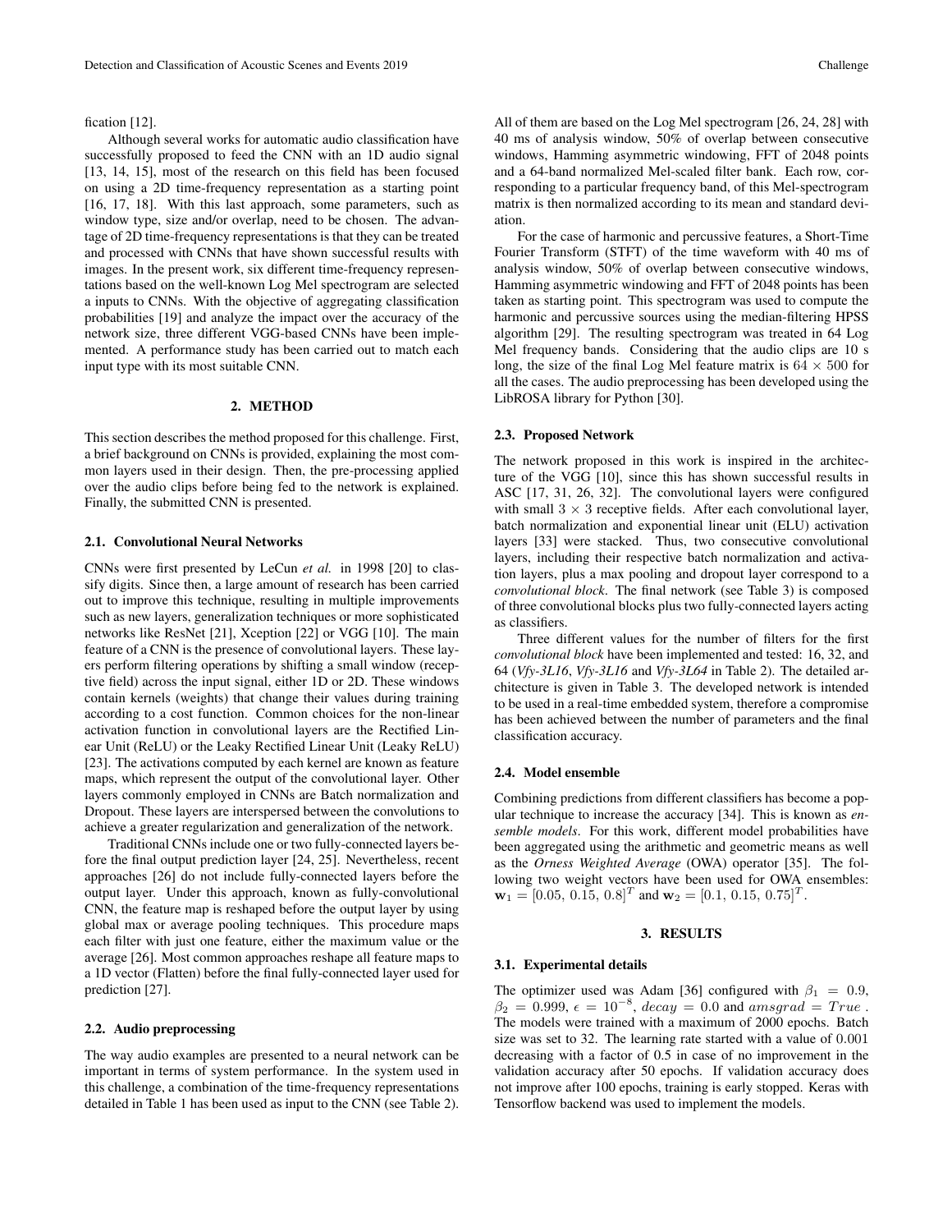fication [12].

Although several works for automatic audio classification have successfully proposed to feed the CNN with an 1D audio signal [13, 14, 15], most of the research on this field has been focused on using a 2D time-frequency representation as a starting point [16, 17, 18]. With this last approach, some parameters, such as window type, size and/or overlap, need to be chosen. The advantage of 2D time-frequency representations is that they can be treated and processed with CNNs that have shown successful results with images. In the present work, six different time-frequency representations based on the well-known Log Mel spectrogram are selected a inputs to CNNs. With the objective of aggregating classification probabilities [19] and analyze the impact over the accuracy of the network size, three different VGG-based CNNs have been implemented. A performance study has been carried out to match each input type with its most suitable CNN.

## 2. METHOD

This section describes the method proposed for this challenge. First, a brief background on CNNs is provided, explaining the most common layers used in their design. Then, the pre-processing applied over the audio clips before being fed to the network is explained. Finally, the submitted CNN is presented.

### 2.1. Convolutional Neural Networks

CNNs were first presented by LeCun *et al.* in 1998 [20] to classify digits. Since then, a large amount of research has been carried out to improve this technique, resulting in multiple improvements such as new layers, generalization techniques or more sophisticated networks like ResNet [21], Xception [22] or VGG [10]. The main feature of a CNN is the presence of convolutional layers. These layers perform filtering operations by shifting a small window (receptive field) across the input signal, either 1D or 2D. These windows contain kernels (weights) that change their values during training according to a cost function. Common choices for the non-linear activation function in convolutional layers are the Rectified Linear Unit (ReLU) or the Leaky Rectified Linear Unit (Leaky ReLU) [23]. The activations computed by each kernel are known as feature maps, which represent the output of the convolutional layer. Other layers commonly employed in CNNs are Batch normalization and Dropout. These layers are interspersed between the convolutions to achieve a greater regularization and generalization of the network.

Traditional CNNs include one or two fully-connected layers before the final output prediction layer [24, 25]. Nevertheless, recent approaches [26] do not include fully-connected layers before the output layer. Under this approach, known as fully-convolutional CNN, the feature map is reshaped before the output layer by using global max or average pooling techniques. This procedure maps each filter with just one feature, either the maximum value or the average [26]. Most common approaches reshape all feature maps to a 1D vector (Flatten) before the final fully-connected layer used for prediction [27].

### 2.2. Audio preprocessing

The way audio examples are presented to a neural network can be important in terms of system performance. In the system used in this challenge, a combination of the time-frequency representations detailed in Table 1 has been used as input to the CNN (see Table 2). All of them are based on the Log Mel spectrogram [26, 24, 28] with 40 ms of analysis window, 50% of overlap between consecutive windows, Hamming asymmetric windowing, FFT of 2048 points and a 64-band normalized Mel-scaled filter bank. Each row, corresponding to a particular frequency band, of this Mel-spectrogram matrix is then normalized according to its mean and standard deviation.

For the case of harmonic and percussive features, a Short-Time Fourier Transform (STFT) of the time waveform with 40 ms of analysis window, 50% of overlap between consecutive windows, Hamming asymmetric windowing and FFT of 2048 points has been taken as starting point. This spectrogram was used to compute the harmonic and percussive sources using the median-filtering HPSS algorithm [29]. The resulting spectrogram was treated in 64 Log Mel frequency bands. Considering that the audio clips are 10 s long, the size of the final Log Mel feature matrix is $64 \times 500$ for all the cases. The audio preprocessing has been developed using the LibROSA library for Python [30].

### 2.3. Proposed Network

The network proposed in this work is inspired in the architecture of the VGG [10], since this has shown successful results in ASC [17, 31, 26, 32]. The convolutional layers were configured with small $3 \times 3$ receptive fields. After each convolutional layer, batch normalization and exponential linear unit (ELU) activation layers [33] were stacked. Thus, two consecutive convolutional layers, including their respective batch normalization and activation layers, plus a max pooling and dropout layer correspond to a *convolutional block*. The final network (see Table 3) is composed of three convolutional blocks plus two fully-connected layers acting as classifiers.

Three different values for the number of filters for the first *convolutional block* have been implemented and tested: 16, 32, and 64 (*Vfy-3L16*, *Vfy-3L16* and *Vfy-3L64* in Table 2). The detailed architecture is given in Table 3. The developed network is intended to be used in a real-time embedded system, therefore a compromise has been achieved between the number of parameters and the final classification accuracy.

### 2.4. Model ensemble

Combining predictions from different classifiers has become a popular technique to increase the accuracy [34]. This is known as *ensemble models*. For this work, different model probabilities have been aggregated using the arithmetic and geometric means as well as the *Orness Weighted Average* (OWA) operator [35]. The following two weight vectors have been used for OWA ensembles: $\mathbf{w}_1 = [0.05,\ 0.15,\ 0.8]^T$ and $\mathbf{w}_2 = [0.1,\ 0.15,\ 0.75]^T$.

## 3. RESULTS

### 3.1. Experimental details

The optimizer used was Adam [36] configured with $\beta_1 = 0.9$, $\beta_2 = 0.999$, $\epsilon = 10^{-8}$, $decay = 0.0$ and $amsgrad = True$ . The models were trained with a maximum of 2000 epochs. Batch size was set to 32. The learning rate started with a value of 0.001 decreasing with a factor of 0.5 in case of no improvement in the validation accuracy after 50 epochs. If validation accuracy does not improve after 100 epochs, training is early stopped. Keras with Tensorflow backend was used to implement the models.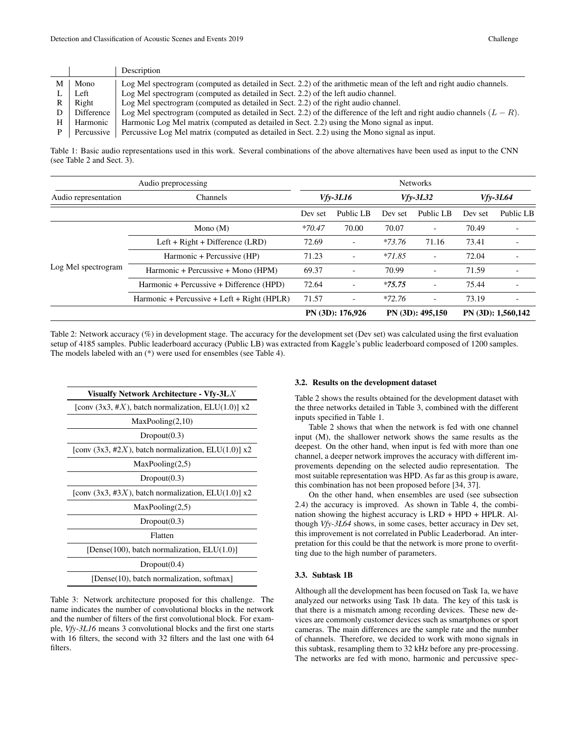| | | Description |
|---|---|---|
| M | Mono | Log Mel spectrogram (computed as detailed in Sect. 2.2) of the arithmetic mean of the left and right audio channels. |
| L | Left | Log Mel spectrogram (computed as detailed in Sect. 2.2) of the left audio channel. |
| R | Right | Log Mel spectrogram (computed as detailed in Sect. 2.2) of the right audio channel. |
| D | Difference | Log Mel spectrogram (computed as detailed in Sect. 2.2) of the difference of the left and right audio channels $(L - R)$. |
| H | Harmonic | Harmonic Log Mel matrix (computed as detailed in Sect. 2.2) using the Mono signal as input. |
| P | Percussive | Percussive Log Mel matrix (computed as detailed in Sect. 2.2) using the Mono signal as input. |

Table 1: Basic audio representations used in this work. Several combinations of the above alternatives have been used as input to the CNN (see Table 2 and Sect. 3).

| Audio preprocessing | | Networks | | | | | |
|---|---|---|---|---|---|---|---|
| Audio representation | Channels | *Vfy-3L16* | | *Vfy-3L32* | | *Vfy-3L64* | |
| | | Dev set | Public LB | Dev set | Public LB | Dev set | Public LB |
| Log Mel spectrogram | Mono (M) | *\*70.47* | 70.00 | 70.07 | - | 70.49 | - |
| | Left + Right + Difference (LRD) | 72.69 | - | *\*73.76* | 71.16 | 73.41 | - |
| | Harmonic + Percussive (HP) | 71.23 | - | *\*71.85* | - | 72.04 | - |
| | Harmonic + Percussive + Mono (HPM) | 69.37 | - | 70.99 | - | 71.59 | - |
| | Harmonic + Percussive + Difference (HPD) | 72.64 | - | ***\*75.75*** | - | 75.44 | - |
| | Harmonic + Percussive + Left + Right (HPLR) | 71.57 | - | *\*72.76* | - | 73.19 | - |
| | | **PN (3D): 176,926** | | **PN (3D): 495,150** | | **PN (3D): 1,560,142** | |

Table 2: Network accuracy (%) in development stage. The accuracy for the development set (Dev set) was calculated using the first evaluation setup of 4185 samples. Public leaderboard accuracy (Public LB) was extracted from Kaggle's public leaderboard composed of 1200 samples. The models labeled with an (*) were used for ensembles (see Table 4).

| **Visualfy Network Architecture - Vfy-3L$X$** |
|---|
| [conv (3x3, #$X$), batch normalization, ELU(1.0)] x2 |
| MaxPooling(2,10) |
| Dropout(0.3) |
| [conv (3x3, #2$X$), batch normalization, ELU(1.0)] x2 |
| MaxPooling(2,5) |
| Dropout(0.3) |
| [conv (3x3, #3$X$), batch normalization, ELU(1.0)] x2 |
| MaxPooling(2,5) |
| Dropout(0.3) |
| Flatten |
| [Dense(100), batch normalization, ELU(1.0)] |
| Dropout(0.4) |
| [Dense(10), batch normalization, softmax] |

Table 3: Network architecture proposed for this challenge. The name indicates the number of convolutional blocks in the network and the number of filters of the first convolutional block. For example, *Vfy-3L16* means 3 convolutional blocks and the first one starts with 16 filters, the second with 32 filters and the last one with 64 filters.

### 3.2. Results on the development dataset

Table 2 shows the results obtained for the development dataset with the three networks detailed in Table 3, combined with the different inputs specified in Table 1.

Table 2 shows that when the network is fed with one channel input (M), the shallower network shows the same results as the deepest. On the other hand, when input is fed with more than one channel, a deeper network improves the accuracy with different improvements depending on the selected audio representation. The most suitable representation was HPD. As far as this group is aware, this combination has not been proposed before [34, 37].

On the other hand, when ensembles are used (see subsection 2.4) the accuracy is improved. As shown in Table 4, the combination showing the highest accuracy is LRD + HPD + HPLR. Although *Vfy-3L64* shows, in some cases, better accuracy in Dev set, this improvement is not correlated in Public Leaderborad. An interpretation for this could be that the network is more prone to overfitting due to the high number of parameters.

### 3.3. Subtask 1B

Although all the development has been focused on Task 1a, we have analyzed our networks using Task 1b data. The key of this task is that there is a mismatch among recording devices. These new devices are commonly customer devices such as smartphones or sport cameras. The main differences are the sample rate and the number of channels. Therefore, we decided to work with mono signals in this subtask, resampling them to 32 kHz before any pre-processing. The networks are fed with mono, harmonic and percussive spec-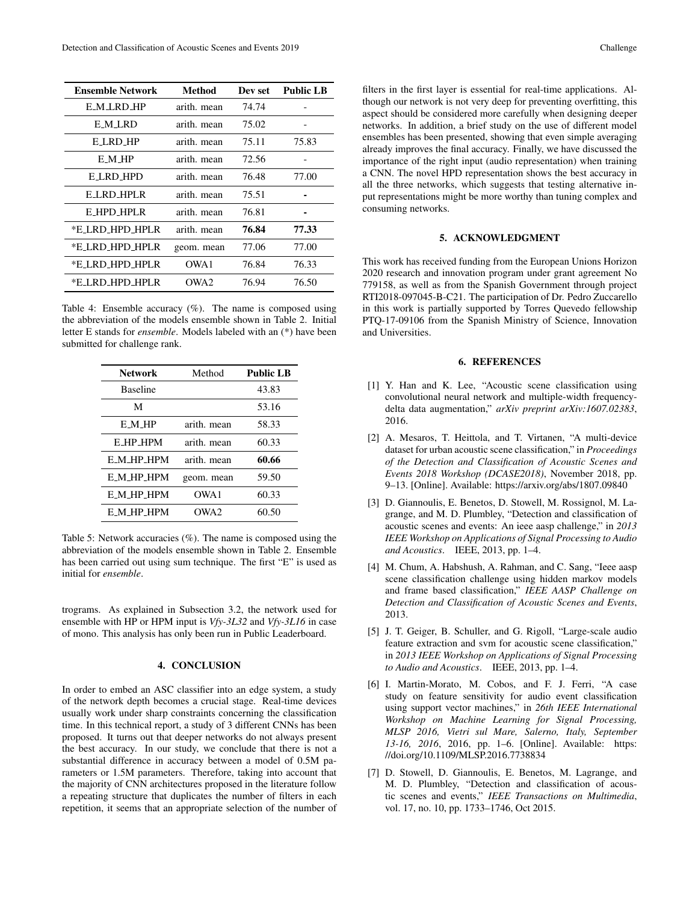| Ensemble Network | Method | Dev set | Public LB |
| --- | --- | --- | --- |
| E_M_LRD_HP | arith. mean | 74.74 | - |
| E_M_LRD | arith. mean | 75.02 | - |
| E_LRD_HP | arith. mean | 75.11 | 75.83 |
| E_M_HP | arith. mean | 72.56 | - |
| E_LRD_HPD | arith. mean | 76.48 | 77.00 |
| E_LRD_HPLR | arith. mean | 75.51 | - |
| E_HPD_HPLR | arith. mean | 76.81 | - |
| *E_LRD_HPD_HPLR | arith. mean | **76.84** | **77.33** |
| *E_LRD_HPD_HPLR | geom. mean | 77.06 | 77.00 |
| *E_LRD_HPD_HPLR | OWA1 | 76.84 | 76.33 |
| *E_LRD_HPD_HPLR | OWA2 | 76.94 | 76.50 |

Table 4: Ensemble accuracy (%). The name is composed using the abbreviation of the models ensemble shown in Table 2. Initial letter E stands for *ensemble*. Models labeled with an (*) have been submitted for challenge rank.

| Network | Method | Public LB |
| --- | --- | --- |
| Baseline | | 43.83 |
| M | | 53.16 |
| E_M_HP | arith. mean | 58.33 |
| E_HP_HPM | arith. mean | 60.33 |
| E_M_HP_HPM | arith. mean | **60.66** |
| E_M_HP_HPM | geom. mean | 59.50 |
| E_M_HP_HPM | OWA1 | 60.33 |
| E_M_HP_HPM | OWA2 | 60.50 |

Table 5: Network accuracies (%). The name is composed using the abbreviation of the models ensemble shown in Table 2. Ensemble has been carried out using sum technique. The first "E" is used as initial for *ensemble*.

trograms. As explained in Subsection 3.2, the network used for ensemble with HP or HPM input is *Vfy-3L32* and *Vfy-3L16* in case of mono. This analysis has only been run in Public Leaderboard.

## 4. CONCLUSION

In order to embed an ASC classifier into an edge system, a study of the network depth becomes a crucial stage. Real-time devices usually work under sharp constraints concerning the classification time. In this technical report, a study of 3 different CNNs has been proposed. It turns out that deeper networks do not always present the best accuracy. In our study, we conclude that there is not a substantial difference in accuracy between a model of 0.5M parameters or 1.5M parameters. Therefore, taking into account that the majority of CNN architectures proposed in the literature follow a repeating structure that duplicates the number of filters in each repetition, it seems that an appropriate selection of the number of filters in the first layer is essential for real-time applications. Although our network is not very deep for preventing overfitting, this aspect should be considered more carefully when designing deeper networks. In addition, a brief study on the use of different model ensembles has been presented, showing that even simple averaging already improves the final accuracy. Finally, we have discussed the importance of the right input (audio representation) when training a CNN. The novel HPD representation shows the best accuracy in all the three networks, which suggests that testing alternative input representations might be more worthy than tuning complex and consuming networks.

## 5. ACKNOWLEDGMENT

This work has received funding from the European Unions Horizon 2020 research and innovation program under grant agreement No 779158, as well as from the Spanish Government through project RTI2018-097045-B-C21. The participation of Dr. Pedro Zuccarello in this work is partially supported by Torres Quevedo fellowship PTQ-17-09106 from the Spanish Ministry of Science, Innovation and Universities.

## 6. REFERENCES

[1] Y. Han and K. Lee, "Acoustic scene classification using convolutional neural network and multiple-width frequency-delta data augmentation," *arXiv preprint arXiv:1607.02383*, 2016.

[2] A. Mesaros, T. Heittola, and T. Virtanen, "A multi-device dataset for urban acoustic scene classification," in *Proceedings of the Detection and Classification of Acoustic Scenes and Events 2018 Workshop (DCASE2018)*, November 2018, pp. 9–13. [Online]. Available: https://arxiv.org/abs/1807.09840

[3] D. Giannoulis, E. Benetos, D. Stowell, M. Rossignol, M. Lagrange, and M. D. Plumbley, "Detection and classification of acoustic scenes and events: An ieee aasp challenge," in *2013 IEEE Workshop on Applications of Signal Processing to Audio and Acoustics*. IEEE, 2013, pp. 1–4.

[4] M. Chum, A. Habshush, A. Rahman, and C. Sang, "Ieee aasp scene classification challenge using hidden markov models and frame based classification," *IEEE AASP Challenge on Detection and Classification of Acoustic Scenes and Events*, 2013.

[5] J. T. Geiger, B. Schuller, and G. Rigoll, "Large-scale audio feature extraction and svm for acoustic scene classification," in *2013 IEEE Workshop on Applications of Signal Processing to Audio and Acoustics*. IEEE, 2013, pp. 1–4.

[6] I. Martin-Morato, M. Cobos, and F. J. Ferri, "A case study on feature sensitivity for audio event classification using support vector machines," in *26th IEEE International Workshop on Machine Learning for Signal Processing, MLSP 2016, Vietri sul Mare, Salerno, Italy, September 13-16, 2016*, 2016, pp. 1–6. [Online]. Available: https://doi.org/10.1109/MLSP.2016.7738834

[7] D. Stowell, D. Giannoulis, E. Benetos, M. Lagrange, and M. D. Plumbley, "Detection and classification of acoustic scenes and events," *IEEE Transactions on Multimedia*, vol. 17, no. 10, pp. 1733–1746, Oct 2015.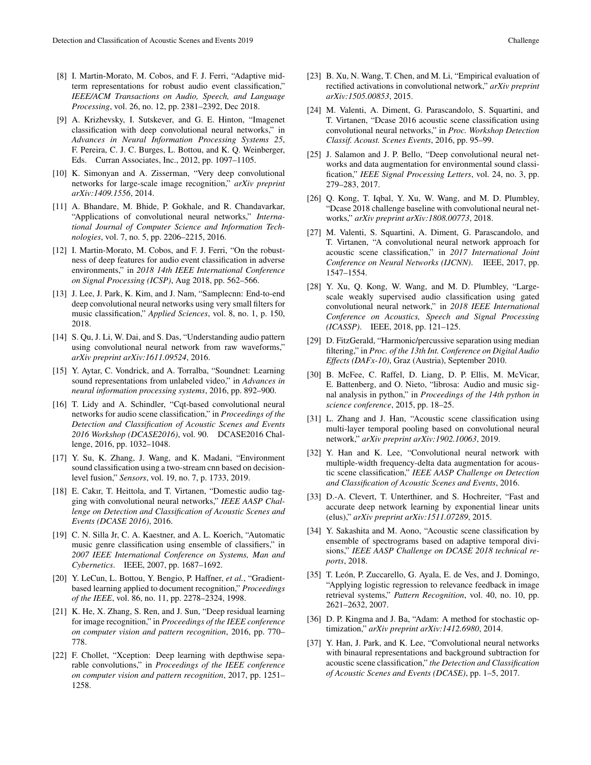[8] I. Martin-Morato, M. Cobos, and F. J. Ferri, "Adaptive mid-term representations for robust audio event classification," *IEEE/ACM Transactions on Audio, Speech, and Language Processing*, vol. 26, no. 12, pp. 2381–2392, Dec 2018.

[9] A. Krizhevsky, I. Sutskever, and G. E. Hinton, "Imagenet classification with deep convolutional neural networks," in *Advances in Neural Information Processing Systems 25*, F. Pereira, C. J. C. Burges, L. Bottou, and K. Q. Weinberger, Eds. Curran Associates, Inc., 2012, pp. 1097–1105.

[10] K. Simonyan and A. Zisserman, "Very deep convolutional networks for large-scale image recognition," *arXiv preprint arXiv:1409.1556*, 2014.

[11] A. Bhandare, M. Bhide, P. Gokhale, and R. Chandavarkar, "Applications of convolutional neural networks," *International Journal of Computer Science and Information Technologies*, vol. 7, no. 5, pp. 2206–2215, 2016.

[12] I. Martin-Morato, M. Cobos, and F. J. Ferri, "On the robustness of deep features for audio event classification in adverse environments," in *2018 14th IEEE International Conference on Signal Processing (ICSP)*, Aug 2018, pp. 562–566.

[13] J. Lee, J. Park, K. Kim, and J. Nam, "Samplecnn: End-to-end deep convolutional neural networks using very small filters for music classification," *Applied Sciences*, vol. 8, no. 1, p. 150, 2018.

[14] S. Qu, J. Li, W. Dai, and S. Das, "Understanding audio pattern using convolutional neural network from raw waveforms," *arXiv preprint arXiv:1611.09524*, 2016.

[15] Y. Aytar, C. Vondrick, and A. Torralba, "Soundnet: Learning sound representations from unlabeled video," in *Advances in neural information processing systems*, 2016, pp. 892–900.

[16] T. Lidy and A. Schindler, "Cqt-based convolutional neural networks for audio scene classification," in *Proceedings of the Detection and Classification of Acoustic Scenes and Events 2016 Workshop (DCASE2016)*, vol. 90. DCASE2016 Challenge, 2016, pp. 1032–1048.

[17] Y. Su, K. Zhang, J. Wang, and K. Madani, "Environment sound classification using a two-stream cnn based on decision-level fusion," *Sensors*, vol. 19, no. 7, p. 1733, 2019.

[18] E. Cakır, T. Heittola, and T. Virtanen, "Domestic audio tagging with convolutional neural networks," *IEEE AASP Challenge on Detection and Classification of Acoustic Scenes and Events (DCASE 2016)*, 2016.

[19] C. N. Silla Jr, C. A. Kaestner, and A. L. Koerich, "Automatic music genre classification using ensemble of classifiers," in *2007 IEEE International Conference on Systems, Man and Cybernetics*. IEEE, 2007, pp. 1687–1692.

[20] Y. LeCun, L. Bottou, Y. Bengio, P. Haffner, *et al.*, "Gradient-based learning applied to document recognition," *Proceedings of the IEEE*, vol. 86, no. 11, pp. 2278–2324, 1998.

[21] K. He, X. Zhang, S. Ren, and J. Sun, "Deep residual learning for image recognition," in *Proceedings of the IEEE conference on computer vision and pattern recognition*, 2016, pp. 770–778.

[22] F. Chollet, "Xception: Deep learning with depthwise separable convolutions," in *Proceedings of the IEEE conference on computer vision and pattern recognition*, 2017, pp. 1251–1258.

[23] B. Xu, N. Wang, T. Chen, and M. Li, "Empirical evaluation of rectified activations in convolutional network," *arXiv preprint arXiv:1505.00853*, 2015.

[24] M. Valenti, A. Diment, G. Parascandolo, S. Squartini, and T. Virtanen, "Dcase 2016 acoustic scene classification using convolutional neural networks," in *Proc. Workshop Detection Classif. Acoust. Scenes Events*, 2016, pp. 95–99.

[25] J. Salamon and J. P. Bello, "Deep convolutional neural networks and data augmentation for environmental sound classification," *IEEE Signal Processing Letters*, vol. 24, no. 3, pp. 279–283, 2017.

[26] Q. Kong, T. Iqbal, Y. Xu, W. Wang, and M. D. Plumbley, "Dcase 2018 challenge baseline with convolutional neural networks," *arXiv preprint arXiv:1808.00773*, 2018.

[27] M. Valenti, S. Squartini, A. Diment, G. Parascandolo, and T. Virtanen, "A convolutional neural network approach for acoustic scene classification," in *2017 International Joint Conference on Neural Networks (IJCNN)*. IEEE, 2017, pp. 1547–1554.

[28] Y. Xu, Q. Kong, W. Wang, and M. D. Plumbley, "Large-scale weakly supervised audio classification using gated convolutional neural network," in *2018 IEEE International Conference on Acoustics, Speech and Signal Processing (ICASSP)*. IEEE, 2018, pp. 121–125.

[29] D. FitzGerald, "Harmonic/percussive separation using median filtering," in *Proc. of the 13th Int. Conference on Digital Audio Effects (DAFx-10)*, Graz (Austria), September 2010.

[30] B. McFee, C. Raffel, D. Liang, D. P. Ellis, M. McVicar, E. Battenberg, and O. Nieto, "librosa: Audio and music signal analysis in python," in *Proceedings of the 14th python in science conference*, 2015, pp. 18–25.

[31] L. Zhang and J. Han, "Acoustic scene classification using multi-layer temporal pooling based on convolutional neural network," *arXiv preprint arXiv:1902.10063*, 2019.

[32] Y. Han and K. Lee, "Convolutional neural network with multiple-width frequency-delta data augmentation for acoustic scene classification," *IEEE AASP Challenge on Detection and Classification of Acoustic Scenes and Events*, 2016.

[33] D.-A. Clevert, T. Unterthiner, and S. Hochreiter, "Fast and accurate deep network learning by exponential linear units (elus)," *arXiv preprint arXiv:1511.07289*, 2015.

[34] Y. Sakashita and M. Aono, "Acoustic scene classification by ensemble of spectrograms based on adaptive temporal divisions," *IEEE AASP Challenge on DCASE 2018 technical reports*, 2018.

[35] T. León, P. Zuccarello, G. Ayala, E. de Ves, and J. Domingo, "Applying logistic regression to relevance feedback in image retrieval systems," *Pattern Recognition*, vol. 40, no. 10, pp. 2621–2632, 2007.

[36] D. P. Kingma and J. Ba, "Adam: A method for stochastic optimization," *arXiv preprint arXiv:1412.6980*, 2014.

[37] Y. Han, J. Park, and K. Lee, "Convolutional neural networks with binaural representations and background subtraction for acoustic scene classification," *the Detection and Classification of Acoustic Scenes and Events (DCASE)*, pp. 1–5, 2017.